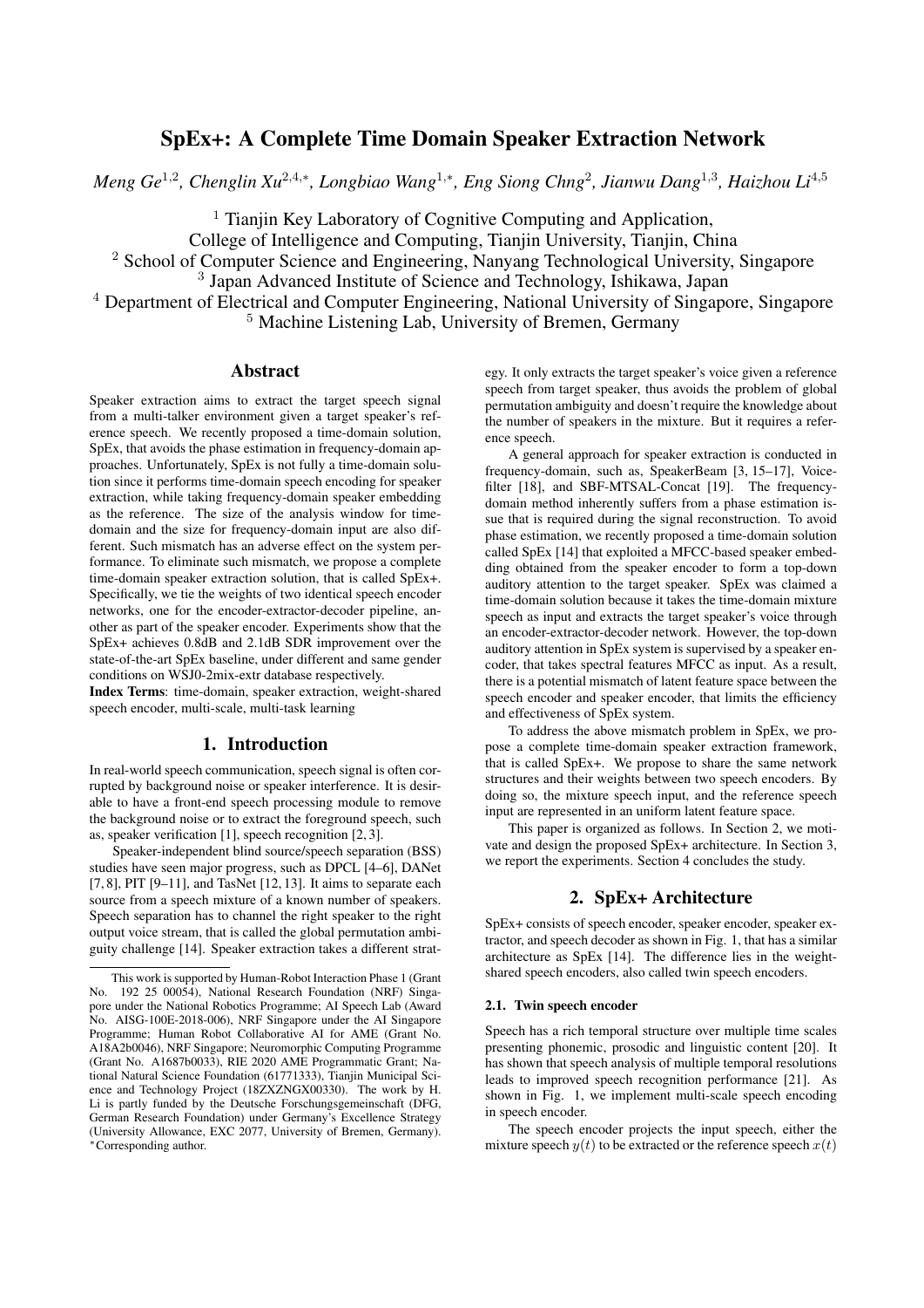# SpEx+: A Complete Time Domain Speaker Extraction Network

*Meng Ge[1,2], Chenglin Xu[2,4,*], Longbiao Wang[1,*], Eng Siong Chng[2], Jianwu Dang[1,3], Haizhou Li[4,5]*

[1] Tianjin Key Laboratory of Cognitive Computing and Application, College of Intelligence and Computing, Tianjin University, Tianjin, China
[2] School of Computer Science and Engineering, Nanyang Technological University, Singapore
[3] Japan Advanced Institute of Science and Technology, Ishikawa, Japan
[4] Department of Electrical and Computer Engineering, National University of Singapore, Singapore
[5] Machine Listening Lab, University of Bremen, Germany

## Abstract

Speaker extraction aims to extract the target speech signal from a multi-talker environment given a target speaker's reference speech. We recently proposed a time-domain solution, SpEx, that avoids the phase estimation in frequency-domain approaches. Unfortunately, SpEx is not fully a time-domain solution since it performs time-domain speech encoding for speaker extraction, while taking frequency-domain speaker embedding as the reference. The size of the analysis window for time-domain and the size for frequency-domain input are also different. Such mismatch has an adverse effect on the system performance. To eliminate such mismatch, we propose a complete time-domain speaker extraction solution, that is called SpEx+. Specifically, we tie the weights of two identical speech encoder networks, one for the encoder-extractor-decoder pipeline, another as part of the speaker encoder. Experiments show that the SpEx+ achieves 0.8dB and 2.1dB SDR improvement over the state-of-the-art SpEx baseline, under different and same gender conditions on WSJ0-2mix-extr database respectively.

**Index Terms**: time-domain, speaker extraction, weight-shared speech encoder, multi-scale, multi-task learning

## 1. Introduction

In real-world speech communication, speech signal is often corrupted by background noise or speaker interference. It is desirable to have a front-end speech processing module to remove the background noise or to extract the foreground speech, such as, speaker verification [1], speech recognition [2, 3].

Speaker-independent blind source/speech separation (BSS) studies have seen major progress, such as DPCL [4–6], DANet [7, 8], PIT [9–11], and TasNet [12, 13]. It aims to separate each source from a speech mixture of a known number of speakers. Speech separation has to channel the right speaker to the right output voice stream, that is called the global permutation ambiguity challenge [14]. Speaker extraction takes a different strategy. It only extracts the target speaker's voice given a reference speech from target speaker, thus avoids the problem of global permutation ambiguity and doesn't require the knowledge about the number of speakers in the mixture. But it requires a reference speech.

A general approach for speaker extraction is conducted in frequency-domain, such as, SpeakerBeam [3, 15–17], Voicefilter [18], and SBF-MTSAL-Concat [19]. The frequency-domain method inherently suffers from a phase estimation issue that is required during the signal reconstruction. To avoid phase estimation, we recently proposed a time-domain solution called SpEx [14] that exploited a MFCC-based speaker embedding obtained from the speaker encoder to form a top-down auditory attention to the target speaker. SpEx was claimed a time-domain solution because it takes the time-domain mixture speech as input and extracts the target speaker's voice through an encoder-extractor-decoder network. However, the top-down auditory attention in SpEx system is supervised by a speaker encoder, that takes spectral features MFCC as input. As a result, there is a potential mismatch of latent feature space between the speech encoder and speaker encoder, that limits the efficiency and effectiveness of SpEx system.

To address the above mismatch problem in SpEx, we propose a complete time-domain speaker extraction framework, that is called SpEx+. We propose to share the same network structures and their weights between two speech encoders. By doing so, the mixture speech input, and the reference speech input are represented in an uniform latent feature space.

This paper is organized as follows. In Section 2, we motivate and design the proposed SpEx+ architecture. In Section 3, we report the experiments. Section 4 concludes the study.

## 2. SpEx+ Architecture

SpEx+ consists of speech encoder, speaker encoder, speaker extractor, and speech decoder as shown in Fig. 1, that has a similar architecture as SpEx [14]. The difference lies in the weight-shared speech encoders, also called twin speech encoders.

### 2.1. Twin speech encoder

Speech has a rich temporal structure over multiple time scales presenting phonemic, prosodic and linguistic content [20]. It has shown that speech analysis of multiple temporal resolutions leads to improved speech recognition performance [21]. As shown in Fig. 1, we implement multi-scale speech encoding in speech encoder.

The speech encoder projects the input speech, either the mixture speech $y(t)$ to be extracted or the reference speech $x(t)$

---

This work is supported by Human-Robot Interaction Phase 1 (Grant No. 192 25 00054), National Research Foundation (NRF) Singapore under the National Robotics Programme; AI Speech Lab (Award No. AISG-100E-2018-006), NRF Singapore under the AI Singapore Programme; Human Robot Collaborative AI for AME (Grant No. A18A2b0046), NRF Singapore; Neuromorphic Computing Programme (Grant No. A1687b0033), RIE 2020 AME Programmatic Grant; National Natural Science Foundation (61771333), Tianjin Municipal Science and Technology Project (18ZXZNGX00330). The work by H. Li is partly funded by the Deutsche Forschungsgemeinschaft (DFG, German Research Foundation) under Germany's Excellence Strategy (University Allowance, EXC 2077, University of Bremen, Germany).
*Corresponding author.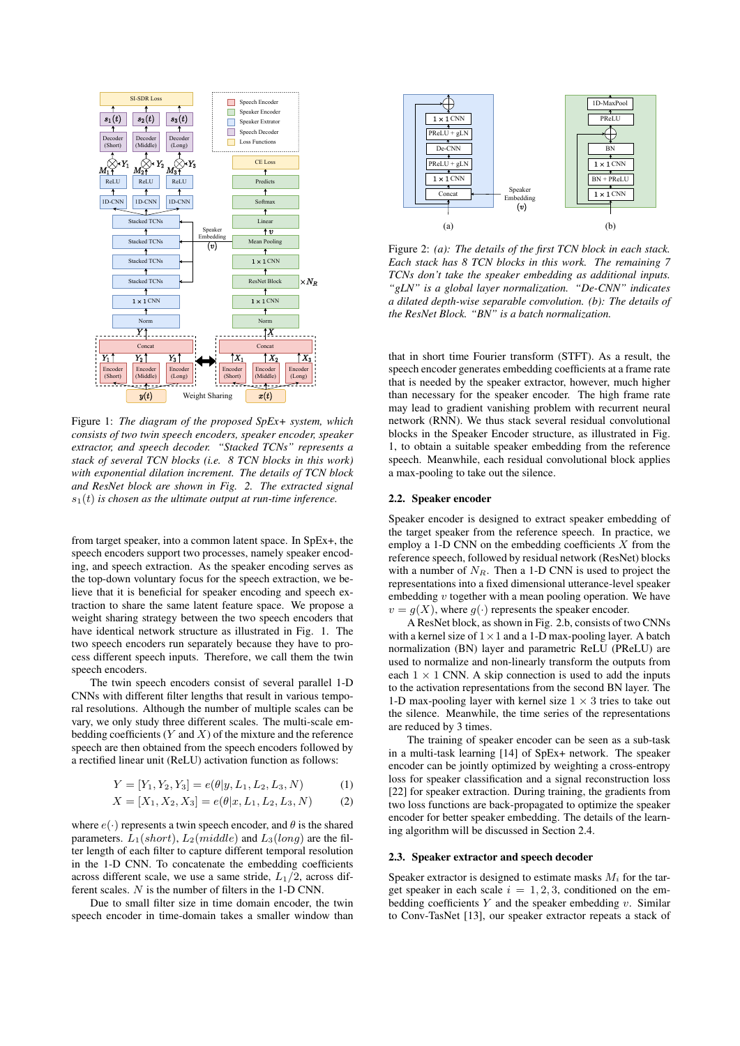Figure 1: *The diagram of the proposed SpEx+ system, which consists of two twin speech encoders, speaker encoder, speaker extractor, and speech decoder. "Stacked TCNs" represents a stack of several TCN blocks (i.e. 8 TCN blocks in this work) with exponential dilation increment. The details of TCN block and ResNet block are shown in Fig. 2. The extracted signal $s_1(t)$ is chosen as the ultimate output at run-time inference.*

from target speaker, into a common latent space. In SpEx+, the speech encoders support two processes, namely speaker encoding, and speech extraction. As the speaker encoding serves as the top-down voluntary focus for the speech extraction, we believe that it is beneficial for speaker encoding and speech extraction to share the same latent feature space. We propose a weight sharing strategy between the two speech encoders that have identical network structure as illustrated in Fig. 1. The two speech encoders run separately because they have to process different speech inputs. Therefore, we call them the twin speech encoders.

The twin speech encoders consist of several parallel 1-D CNNs with different filter lengths that result in various temporal resolutions. Although the number of multiple scales can be vary, we only study three different scales. The multi-scale embedding coefficients ($Y$ and $X$) of the mixture and the reference speech are then obtained from the speech encoders followed by a rectified linear unit (ReLU) activation function as follows:

$$Y = [Y_1, Y_2, Y_3] = e(\theta|y, L_1, L_2, L_3, N) \tag{1}$$

$$X = [X_1, X_2, X_3] = e(\theta|x, L_1, L_2, L_3, N) \tag{2}$$

where $e(\cdot)$ represents a twin speech encoder, and $\theta$ is the shared parameters. $L_1(short)$, $L_2(middle)$ and $L_3(long)$ are the filter length of each filter to capture different temporal resolution in the 1-D CNN. To concatenate the embedding coefficients across different scale, we use a same stride, $L_1/2$, across different scales. $N$ is the number of filters in the 1-D CNN.

Due to small filter size in time domain encoder, the twin speech encoder in time-domain takes a smaller window than

Figure 2: *(a): The details of the first TCN block in each stack. Each stack has 8 TCN blocks in this work. The remaining 7 TCNs don't take the speaker embedding as additional inputs. "gLN" is a global layer normalization. "De-CNN" indicates a dilated depth-wise separable convolution. (b): The details of the ResNet Block. "BN" is a batch normalization.*

that in short time Fourier transform (STFT). As a result, the speech encoder generates embedding coefficients at a frame rate that is needed by the speaker extractor, however, much higher than necessary for the speaker encoder. The high frame rate may lead to gradient vanishing problem with recurrent neural network (RNN). We thus stack several residual convolutional blocks in the Speaker Encoder structure, as illustrated in Fig. 1, to obtain a suitable speaker embedding from the reference speech. Meanwhile, each residual convolutional block applies a max-pooling to take out the silence.

### 2.2. Speaker encoder

Speaker encoder is designed to extract speaker embedding of the target speaker from the reference speech. In practice, we employ a 1-D CNN on the embedding coefficients $X$ from the reference speech, followed by residual network (ResNet) blocks with a number of $N_R$. Then a 1-D CNN is used to project the representations into a fixed dimensional utterance-level speaker embedding $v$ together with a mean pooling operation. We have $v = g(X)$, where $g(\cdot)$ represents the speaker encoder.

A ResNet block, as shown in Fig. 2.b, consists of two CNNs with a kernel size of $1 \times 1$ and a 1-D max-pooling layer. A batch normalization (BN) layer and parametric ReLU (PReLU) are used to normalize and non-linearly transform the outputs from each $1 \times 1$ CNN. A skip connection is used to add the inputs to the activation representations from the second BN layer. The 1-D max-pooling layer with kernel size $1 \times 3$ tries to take out the silence. Meanwhile, the time series of the representations are reduced by 3 times.

The training of speaker encoder can be seen as a sub-task in a multi-task learning [14] of SpEx+ network. The speaker encoder can be jointly optimized by weighting a cross-entropy loss for speaker classification and a signal reconstruction loss [22] for speaker extraction. During training, the gradients from two loss functions are back-propagated to optimize the speaker encoder for better speaker embedding. The details of the learning algorithm will be discussed in Section 2.4.

### 2.3. Speaker extractor and speech decoder

Speaker extractor is designed to estimate masks $M_i$ for the target speaker in each scale $i = 1, 2, 3$, conditioned on the embedding coefficients $Y$ and the speaker embedding $v$. Similar to Conv-TasNet [13], our speaker extractor repeats a stack of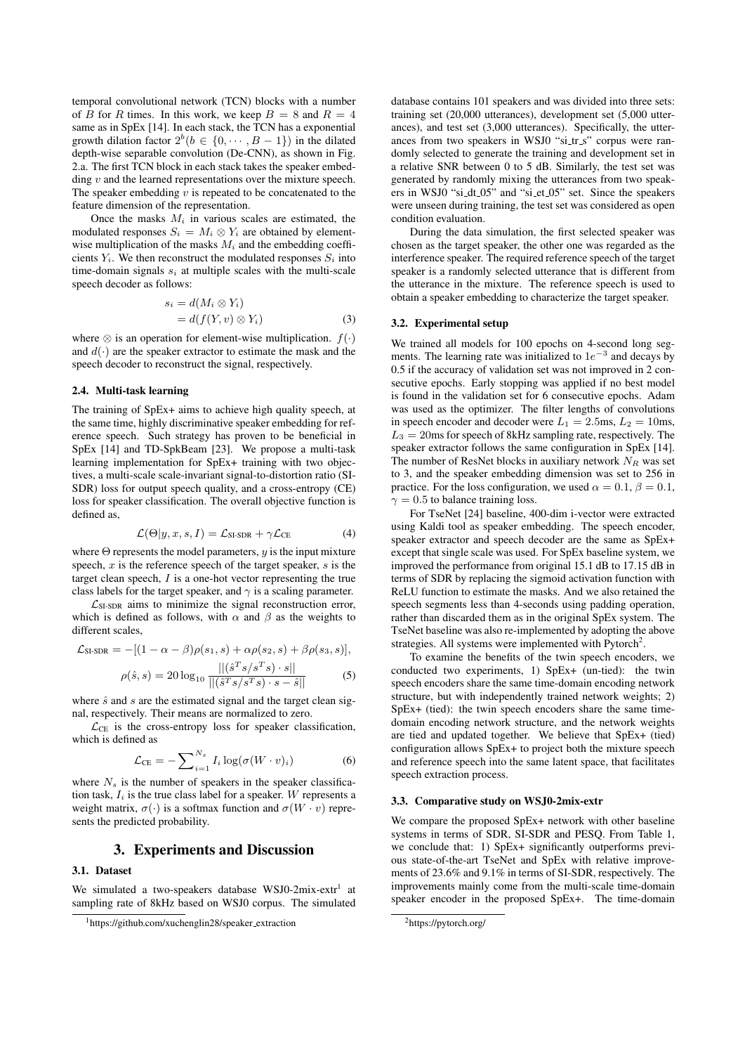temporal convolutional network (TCN) blocks with a number of $B$ for $R$ times. In this work, we keep $B = 8$ and $R = 4$ same as in SpEx [14]. In each stack, the TCN has a exponential growth dilation factor $2^b (b \in \{0, \cdots, B-1\})$ in the dilated depth-wise separable convolution (De-CNN), as shown in Fig. 2.a. The first TCN block in each stack takes the speaker embedding $v$ and the learned representations over the mixture speech. The speaker embedding $v$ is repeated to be concatenated to the feature dimension of the representation.

Once the masks $M_i$ in various scales are estimated, the modulated responses $S_i = M_i \otimes Y_i$ are obtained by element-wise multiplication of the masks $M_i$ and the embedding coefficients $Y_i$. We then reconstruct the modulated responses $S_i$ into time-domain signals $s_i$ at multiple scales with the multi-scale speech decoder as follows:

$$
\begin{aligned}
s_i &= d(M_i \otimes Y_i) \\
&= d(f(Y, v) \otimes Y_i)
\end{aligned}
\tag{3}
$$

where $\otimes$ is an operation for element-wise multiplication. $f(\cdot)$ and $d(\cdot)$ are the speaker extractor to estimate the mask and the speech decoder to reconstruct the signal, respectively.

### 2.4. Multi-task learning

The training of SpEx+ aims to achieve high quality speech, at the same time, highly discriminative speaker embedding for reference speech. Such strategy has proven to be beneficial in SpEx [14] and TD-SpkBeam [23]. We propose a multi-task learning implementation for SpEx+ training with two objectives, a multi-scale scale-invariant signal-to-distortion ratio (SI-SDR) loss for output speech quality, and a cross-entropy (CE) loss for speaker classification. The overall objective function is defined as,

$$
\mathcal{L}(\Theta|y, x, s, I) = \mathcal{L}_{\text{SI-SDR}} + \gamma \mathcal{L}_{\text{CE}} \tag{4}
$$

where $\Theta$ represents the model parameters, $y$ is the input mixture speech, $x$ is the reference speech of the target speaker, $s$ is the target clean speech, $I$ is a one-hot vector representing the true class labels for the target speaker, and $\gamma$ is a scaling parameter.

$\mathcal{L}_{\text{SI-SDR}}$ aims to minimize the signal reconstruction error, which is defined as follows, with $\alpha$ and $\beta$ as the weights to different scales,

$$
\mathcal{L}_{\text{SI-SDR}} = -[(1-\alpha-\beta)\rho(s_1, s) + \alpha\rho(s_2, s) + \beta\rho(s_3, s)],
$$

$$
\rho(\hat{s}, s) = 20\log_{10}\frac{||(\hat{s}^T s / s^T s)\cdot s||}{||(\hat{s}^T s / s^T s)\cdot s - \hat{s}||} \tag{5}
$$

where $\hat{s}$ and $s$ are the estimated signal and the target clean signal, respectively. Their means are normalized to zero.

$\mathcal{L}_{\text{CE}}$ is the cross-entropy loss for speaker classification, which is defined as

$$
\mathcal{L}_{\text{CE}} = -\sum_{i=1}^{N_s} I_i \log(\sigma(W \cdot v)_i) \tag{6}
$$

where $N_s$ is the number of speakers in the speaker classification task, $I_i$ is the true class label for a speaker. $W$ represents a weight matrix, $\sigma(\cdot)$ is a softmax function and $\sigma(W \cdot v)$ represents the predicted probability.

## 3. Experiments and Discussion

### 3.1. Dataset

We simulated a two-speakers database WSJ0-2mix-extr[1] at sampling rate of 8kHz based on WSJ0 corpus. The simulated database contains 101 speakers and was divided into three sets: training set (20,000 utterances), development set (5,000 utterances), and test set (3,000 utterances). Specifically, the utterances from two speakers in WSJ0 "si_tr_s" corpus were randomly selected to generate the training and development set in a relative SNR between 0 to 5 dB. Similarly, the test set was generated by randomly mixing the utterances from two speakers in WSJ0 "si_dt_05" and "si_et_05" set. Since the speakers were unseen during training, the test set was considered as open condition evaluation.

During the data simulation, the first selected speaker was chosen as the target speaker, the other one was regarded as the interference speaker. The required reference speech of the target speaker is a randomly selected utterance that is different from the utterance in the mixture. The reference speech is used to obtain a speaker embedding to characterize the target speaker.

### 3.2. Experimental setup

We trained all models for 100 epochs on 4-second long segments. The learning rate was initialized to $1e^{-3}$ and decays by 0.5 if the accuracy of validation set was not improved in 2 consecutive epochs. Early stopping was applied if no best model is found in the validation set for 6 consecutive epochs. Adam was used as the optimizer. The filter lengths of convolutions in speech encoder and decoder were $L_1 = 2.5$ms, $L_2 = 10$ms, $L_3 = 20$ms for speech of 8kHz sampling rate, respectively. The speaker extractor follows the same configuration in SpEx [14]. The number of ResNet blocks in auxiliary network $N_R$ was set to 3, and the speaker embedding dimension was set to 256 in practice. For the loss configuration, we used $\alpha = 0.1$, $\beta = 0.1$, $\gamma = 0.5$ to balance training loss.

For TseNet [24] baseline, 400-dim i-vector were extracted using Kaldi tool as speaker embedding. The speech encoder, speaker extractor and speech decoder are the same as SpEx+ except that single scale was used. For SpEx baseline system, we improved the performance from original 15.1 dB to 17.15 dB in terms of SDR by replacing the sigmoid activation function with ReLU function to estimate the masks. And we also retained the speech segments less than 4-seconds using padding operation, rather than discarded them as in the original SpEx system. The TseNet baseline was also re-implemented by adopting the above strategies. All systems were implemented with Pytorch[2].

To examine the benefits of the twin speech encoders, we conducted two experiments, 1) SpEx+ (un-tied): the twin speech encoders share the same time-domain encoding network structure, but with independently trained network weights; 2) SpEx+ (tied): the twin speech encoders share the same time-domain encoding network structure, and the network weights are tied and updated together. We believe that SpEx+ (tied) configuration allows SpEx+ to project both the mixture speech and reference speech into the same latent space, that facilitates speech extraction process.

### 3.3. Comparative study on WSJ0-2mix-extr

We compare the proposed SpEx+ network with other baseline systems in terms of SDR, SI-SDR and PESQ. From Table 1, we conclude that: 1) SpEx+ significantly outperforms previous state-of-the-art TseNet and SpEx with relative improvements of 23.6% and 9.1% in terms of SI-SDR, respectively. The improvements mainly come from the multi-scale time-domain speaker encoder in the proposed SpEx+. The time-domain

[1] https://github.com/xuchenglin28/speaker_extraction

[2] https://pytorch.org/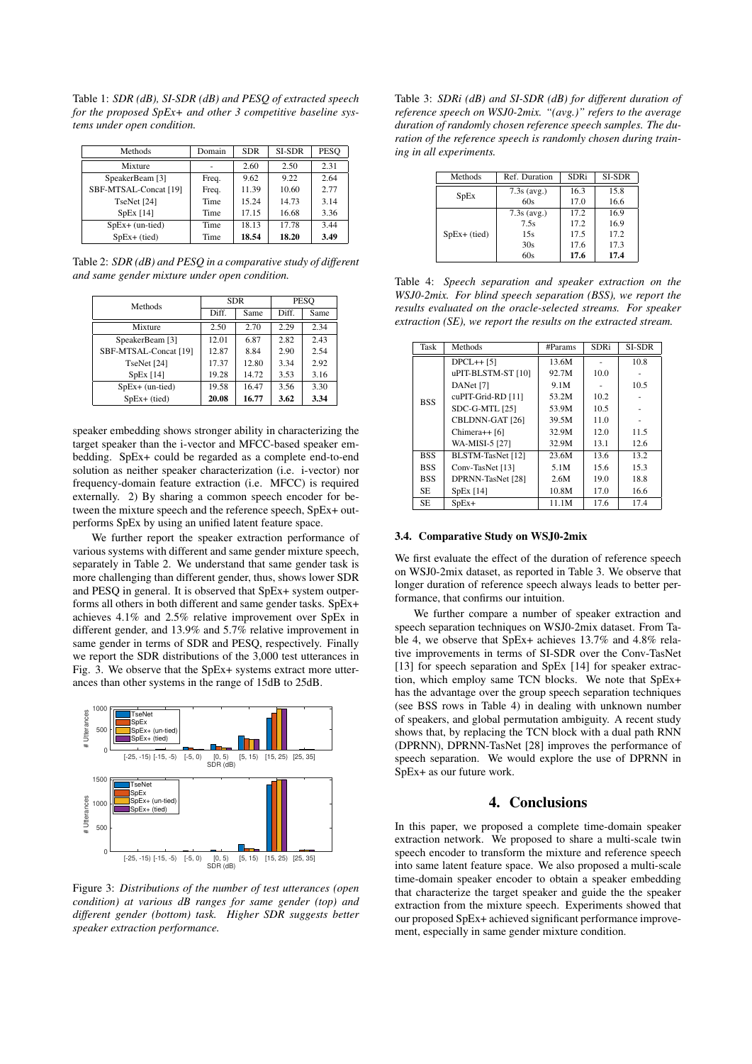Table 1: *SDR (dB), SI-SDR (dB) and PESQ of extracted speech for the proposed SpEx+ and other 3 competitive baseline systems under open condition.*

| Methods | Domain | SDR | SI-SDR | PESQ |
|---|---|---|---|---|
| Mixture | - | 2.60 | 2.50 | 2.31 |
| SpeakerBeam [3] | Freq. | 9.62 | 9.22 | 2.64 |
| SBF-MTSAL-Concat [19] | Freq. | 11.39 | 10.60 | 2.77 |
| TseNet [24] | Time | 15.24 | 14.73 | 3.14 |
| SpEx [14] | Time | 17.15 | 16.68 | 3.36 |
| SpEx+ (un-tied) | Time | 18.13 | 17.78 | 3.44 |
| SpEx+ (tied) | Time | **18.54** | **18.20** | **3.49** |

Table 2: *SDR (dB) and PESQ in a comparative study of different and same gender mixture under open condition.*

| Methods | SDR | | PESQ | |
|---|---|---|---|---|
| | Diff. | Same | Diff. | Same |
| Mixture | 2.50 | 2.70 | 2.29 | 2.34 |
| SpeakerBeam [3] | 12.01 | 6.87 | 2.82 | 2.43 |
| SBF-MTSAL-Concat [19] | 12.87 | 8.84 | 2.90 | 2.54 |
| TseNet [24] | 17.37 | 12.80 | 3.34 | 2.92 |
| SpEx [14] | 19.28 | 14.72 | 3.53 | 3.16 |
| SpEx+ (un-tied) | 19.58 | 16.47 | 3.56 | 3.30 |
| SpEx+ (tied) | **20.08** | **16.77** | **3.62** | **3.34** |

speaker embedding shows stronger ability in characterizing the target speaker than the i-vector and MFCC-based speaker embedding. SpEx+ could be regarded as a complete end-to-end solution as neither speaker characterization (i.e. i-vector) nor frequency-domain feature extraction (i.e. MFCC) is required externally. 2) By sharing a common speech encoder for between the mixture speech and the reference speech, SpEx+ outperforms SpEx by using an unified latent feature space.

We further report the speaker extraction performance of various systems with different and same gender mixture speech, separately in Table 2. We understand that same gender task is more challenging than different gender, thus, shows lower SDR and PESQ in general. It is observed that SpEx+ system outperforms all others in both different and same gender tasks. SpEx+ achieves 4.1% and 2.5% relative improvement over SpEx in different gender, and 13.9% and 5.7% relative improvement in same gender in terms of SDR and PESQ, respectively. Finally we report the SDR distributions of the 3,000 test utterances in Fig. 3. We observe that the SpEx+ systems extract more utterances than other systems in the range of 15dB to 25dB.

Figure 3: *Distributions of the number of test utterances (open condition) at various dB ranges for same gender (top) and different gender (bottom) task. Higher SDR suggests better speaker extraction performance.*

Table 3: *SDRi (dB) and SI-SDR (dB) for different duration of reference speech on WSJ0-2mix. "(avg.)" refers to the average duration of randomly chosen reference speech samples. The duration of the reference speech is randomly chosen during training in all experiments.*

| Methods | Ref. Duration | SDRi | SI-SDR |
|---|---|---|---|
| SpEx | 7.3s (avg.) | 16.3 | 15.8 |
| | 60s | 17.0 | 16.6 |
| SpEx+ (tied) | 7.3s (avg.) | 17.2 | 16.9 |
| | 7.5s | 17.2 | 16.9 |
| | 15s | 17.5 | 17.2 |
| | 30s | 17.6 | 17.3 |
| | 60s | **17.6** | **17.4** |

Table 4: *Speech separation and speaker extraction on the WSJ0-2mix. For blind speech separation (BSS), we report the results evaluated on the oracle-selected streams. For speaker extraction (SE), we report the results on the extracted stream.*

| Task | Methods | #Params | SDRi | SI-SDR |
|---|---|---|---|---|
| BSS | DPCL++ [5] | 13.6M | - | 10.8 |
| | uPIT-BLSTM-ST [10] | 92.7M | 10.0 | - |
| | DANet [7] | 9.1M | - | 10.5 |
| | cuPIT-Grid-RD [11] | 53.2M | 10.2 | - |
| | SDC-G-MTL [25] | 53.9M | 10.5 | - |
| | CBLDNN-GAT [26] | 39.5M | 11.0 | - |
| | Chimera++ [6] | 32.9M | 12.0 | 11.5 |
| | WA-MISI-5 [27] | 32.9M | 13.1 | 12.6 |
| BSS | BLSTM-TasNet [12] | 23.6M | 13.6 | 13.2 |
| BSS | Conv-TasNet [13] | 5.1M | 15.6 | 15.3 |
| BSS | DPRNN-TasNet [28] | 2.6M | 19.0 | 18.8 |
| SE | SpEx [14] | 10.8M | 17.0 | 16.6 |
| SE | SpEx+ | 11.1M | 17.6 | 17.4 |

### 3.4. Comparative Study on WSJ0-2mix

We first evaluate the effect of the duration of reference speech on WSJ0-2mix dataset, as reported in Table 3. We observe that longer duration of reference speech always leads to better performance, that confirms our intuition.

We further compare a number of speaker extraction and speech separation techniques on WSJ0-2mix dataset. From Table 4, we observe that SpEx+ achieves 13.7% and 4.8% relative improvements in terms of SI-SDR over the Conv-TasNet [13] for speech separation and SpEx [14] for speaker extraction, which employ same TCN blocks. We note that SpEx+ has the advantage over the group speech separation techniques (see BSS rows in Table 4) in dealing with unknown number of speakers, and global permutation ambiguity. A recent study shows that, by replacing the TCN block with a dual path RNN (DPRNN), DPRNN-TasNet [28] improves the performance of speech separation. We would explore the use of DPRNN in SpEx+ as our future work.

## 4. Conclusions

In this paper, we proposed a complete time-domain speaker extraction network. We proposed to share a multi-scale twin speech encoder to transform the mixture and reference speech into same latent feature space. We also proposed a multi-scale time-domain speaker encoder to obtain a speaker embedding that characterize the target speaker and guide the the speaker extraction from the mixture speech. Experiments showed that our proposed SpEx+ achieved significant performance improvement, especially in same gender mixture condition.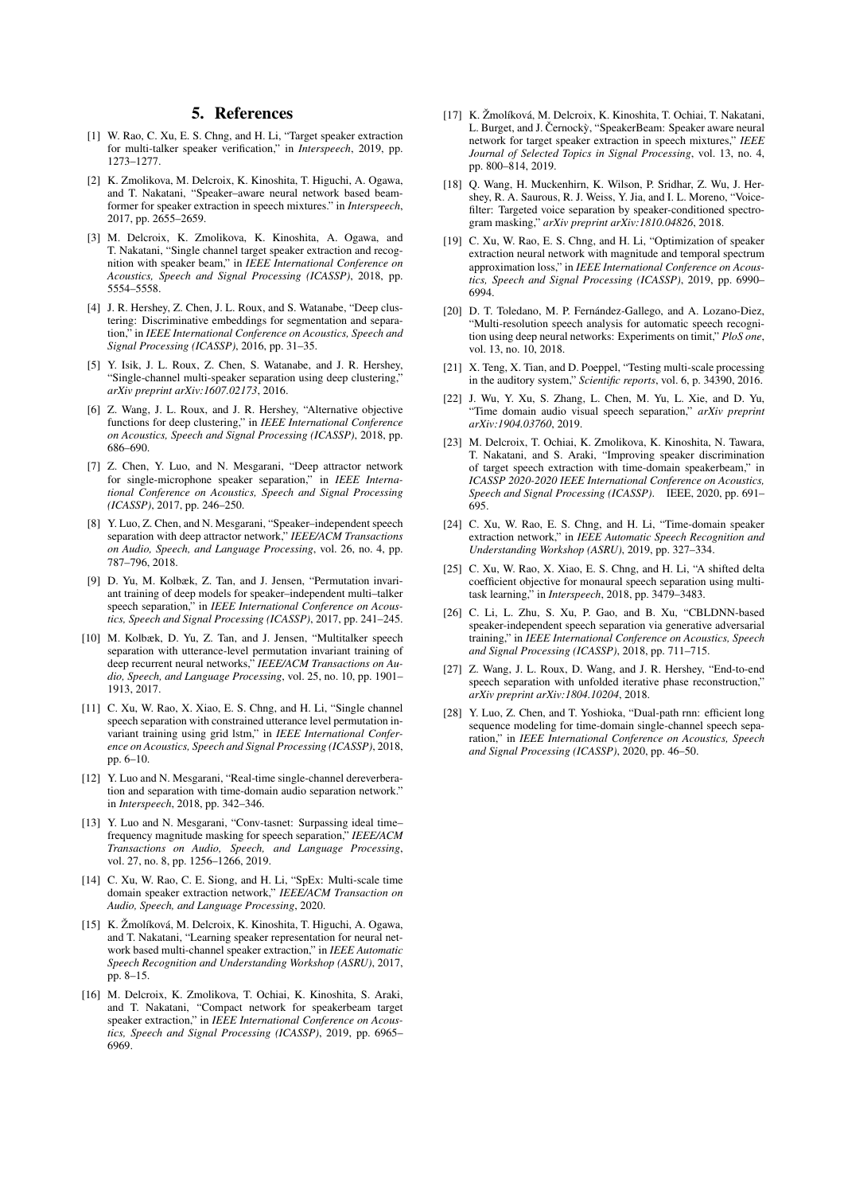## 5. References

[1] W. Rao, C. Xu, E. S. Chng, and H. Li, "Target speaker extraction for multi-talker speaker verification," in *Interspeech*, 2019, pp. 1273–1277.

[2] K. Zmolikova, M. Delcroix, K. Kinoshita, T. Higuchi, A. Ogawa, and T. Nakatani, "Speaker–aware neural network based beamformer for speaker extraction in speech mixtures." in *Interspeech*, 2017, pp. 2655–2659.

[3] M. Delcroix, K. Zmolikova, K. Kinoshita, A. Ogawa, and T. Nakatani, "Single channel target speaker extraction and recognition with speaker beam," in *IEEE International Conference on Acoustics, Speech and Signal Processing (ICASSP)*, 2018, pp. 5554–5558.

[4] J. R. Hershey, Z. Chen, J. L. Roux, and S. Watanabe, "Deep clustering: Discriminative embeddings for segmentation and separation," in *IEEE International Conference on Acoustics, Speech and Signal Processing (ICASSP)*, 2016, pp. 31–35.

[5] Y. Isik, J. L. Roux, Z. Chen, S. Watanabe, and J. R. Hershey, "Single-channel multi-speaker separation using deep clustering," *arXiv preprint arXiv:1607.02173*, 2016.

[6] Z. Wang, J. L. Roux, and J. R. Hershey, "Alternative objective functions for deep clustering," in *IEEE International Conference on Acoustics, Speech and Signal Processing (ICASSP)*, 2018, pp. 686–690.

[7] Z. Chen, Y. Luo, and N. Mesgarani, "Deep attractor network for single-microphone speaker separation," in *IEEE International Conference on Acoustics, Speech and Signal Processing (ICASSP)*, 2017, pp. 246–250.

[8] Y. Luo, Z. Chen, and N. Mesgarani, "Speaker–independent speech separation with deep attractor network," *IEEE/ACM Transactions on Audio, Speech, and Language Processing*, vol. 26, no. 4, pp. 787–796, 2018.

[9] D. Yu, M. Kolbæk, Z. Tan, and J. Jensen, "Permutation invariant training of deep models for speaker–independent multi–talker speech separation," in *IEEE International Conference on Acoustics, Speech and Signal Processing (ICASSP)*, 2017, pp. 241–245.

[10] M. Kolbæk, D. Yu, Z. Tan, and J. Jensen, "Multitalker speech separation with utterance-level permutation invariant training of deep recurrent neural networks," *IEEE/ACM Transactions on Audio, Speech, and Language Processing*, vol. 25, no. 10, pp. 1901–1913, 2017.

[11] C. Xu, W. Rao, X. Xiao, E. S. Chng, and H. Li, "Single channel speech separation with constrained utterance level permutation invariant training using grid lstm," in *IEEE International Conference on Acoustics, Speech and Signal Processing (ICASSP)*, 2018, pp. 6–10.

[12] Y. Luo and N. Mesgarani, "Real-time single-channel dereverberation and separation with time-domain audio separation network." in *Interspeech*, 2018, pp. 342–346.

[13] Y. Luo and N. Mesgarani, "Conv-tasnet: Surpassing ideal time–frequency magnitude masking for speech separation," *IEEE/ACM Transactions on Audio, Speech, and Language Processing*, vol. 27, no. 8, pp. 1256–1266, 2019.

[14] C. Xu, W. Rao, C. E. Siong, and H. Li, "SpEx: Multi-scale time domain speaker extraction network," *IEEE/ACM Transaction on Audio, Speech, and Language Processing*, 2020.

[15] K. Žmolíková, M. Delcroix, K. Kinoshita, T. Higuchi, A. Ogawa, and T. Nakatani, "Learning speaker representation for neural network based multi-channel speaker extraction," in *IEEE Automatic Speech Recognition and Understanding Workshop (ASRU)*, 2017, pp. 8–15.

[16] M. Delcroix, K. Zmolikova, T. Ochiai, K. Kinoshita, S. Araki, and T. Nakatani, "Compact network for speakerbeam target speaker extraction," in *IEEE International Conference on Acoustics, Speech and Signal Processing (ICASSP)*, 2019, pp. 6965–6969.

[17] K. Žmolíková, M. Delcroix, K. Kinoshita, T. Ochiai, T. Nakatani, L. Burget, and J. Černockỳ, "SpeakerBeam: Speaker aware neural network for target speaker extraction in speech mixtures," *IEEE Journal of Selected Topics in Signal Processing*, vol. 13, no. 4, pp. 800–814, 2019.

[18] Q. Wang, H. Muckenhirn, K. Wilson, P. Sridhar, Z. Wu, J. Hershey, R. A. Saurous, R. J. Weiss, Y. Jia, and I. L. Moreno, "Voicefilter: Targeted voice separation by speaker-conditioned spectrogram masking," *arXiv preprint arXiv:1810.04826*, 2018.

[19] C. Xu, W. Rao, E. S. Chng, and H. Li, "Optimization of speaker extraction neural network with magnitude and temporal spectrum approximation loss," in *IEEE International Conference on Acoustics, Speech and Signal Processing (ICASSP)*, 2019, pp. 6990–6994.

[20] D. T. Toledano, M. P. Fernández-Gallego, and A. Lozano-Diez, "Multi-resolution speech analysis for automatic speech recognition using deep neural networks: Experiments on timit," *PloS one*, vol. 13, no. 10, 2018.

[21] X. Teng, X. Tian, and D. Poeppel, "Testing multi-scale processing in the auditory system," *Scientific reports*, vol. 6, p. 34390, 2016.

[22] J. Wu, Y. Xu, S. Zhang, L. Chen, M. Yu, L. Xie, and D. Yu, "Time domain audio visual speech separation," *arXiv preprint arXiv:1904.03760*, 2019.

[23] M. Delcroix, T. Ochiai, K. Zmolikova, K. Kinoshita, N. Tawara, T. Nakatani, and S. Araki, "Improving speaker discrimination of target speech extraction with time-domain speakerbeam," in *ICASSP 2020-2020 IEEE International Conference on Acoustics, Speech and Signal Processing (ICASSP)*. IEEE, 2020, pp. 691–695.

[24] C. Xu, W. Rao, E. S. Chng, and H. Li, "Time-domain speaker extraction network," in *IEEE Automatic Speech Recognition and Understanding Workshop (ASRU)*, 2019, pp. 327–334.

[25] C. Xu, W. Rao, X. Xiao, E. S. Chng, and H. Li, "A shifted delta coefficient objective for monaural speech separation using multi-task learning," in *Interspeech*, 2018, pp. 3479–3483.

[26] C. Li, L. Zhu, S. Xu, P. Gao, and B. Xu, "CBLDNN-based speaker-independent speech separation via generative adversarial training," in *IEEE International Conference on Acoustics, Speech and Signal Processing (ICASSP)*, 2018, pp. 711–715.

[27] Z. Wang, J. L. Roux, D. Wang, and J. R. Hershey, "End-to-end speech separation with unfolded iterative phase reconstruction," *arXiv preprint arXiv:1804.10204*, 2018.

[28] Y. Luo, Z. Chen, and T. Yoshioka, "Dual-path rnn: efficient long sequence modeling for time-domain single-channel speech separation," in *IEEE International Conference on Acoustics, Speech and Signal Processing (ICASSP)*, 2020, pp. 46–50.